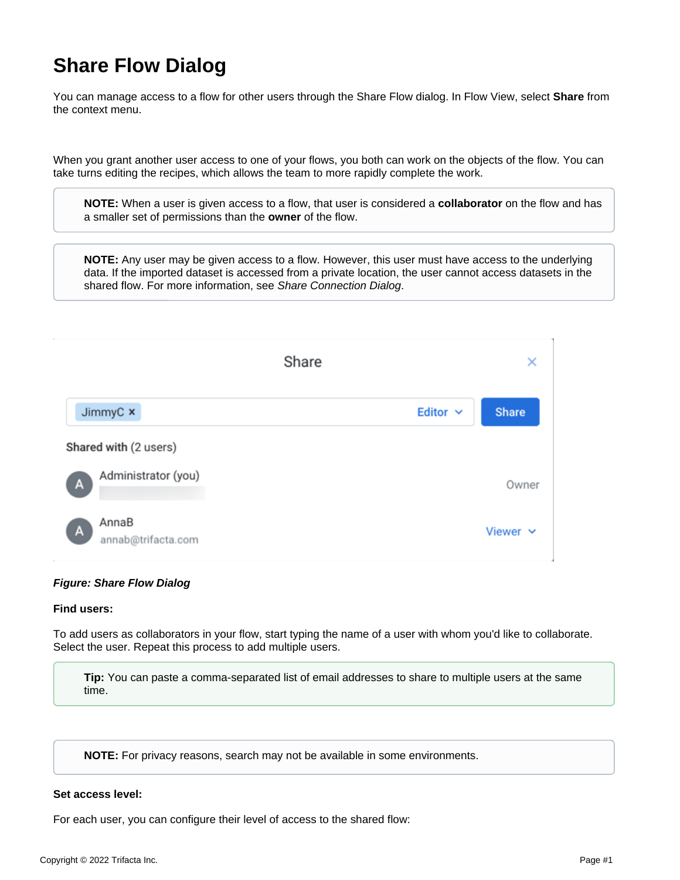# Share Flow Dialog

You can manage access to a flow for other users through the Share Flow dialog. In Flow View, select **Share** from the context menu.

When you grant another user access to one of your flows, you both can work on the objects of the flow. You can take turns editing the recipes, which allows the team to more rapidly complete the work.

> **NOTE:** When a user is given access to a flow, that user is considered a **collaborator** on the flow and has a smaller set of permissions than the **owner** of the flow.

> **NOTE:** Any user may be given access to a flow. However, this user must have access to the underlying data. If the imported dataset is accessed from a private location, the user cannot access datasets in the shared flow. For more information, see *Share Connection Dialog*.

Share

JimmyC × Editor Share

Shared with (2 users)

Administrator (you) Owner

AnnaB annab@trifacta.com Viewer

***Figure: Share Flow Dialog***

**Find users:**

To add users as collaborators in your flow, start typing the name of a user with whom you'd like to collaborate. Select the user. Repeat this process to add multiple users.

> **Tip:** You can paste a comma-separated list of email addresses to share to multiple users at the same time.

> **NOTE:** For privacy reasons, search may not be available in some environments.

**Set access level:**

For each user, you can configure their level of access to the shared flow: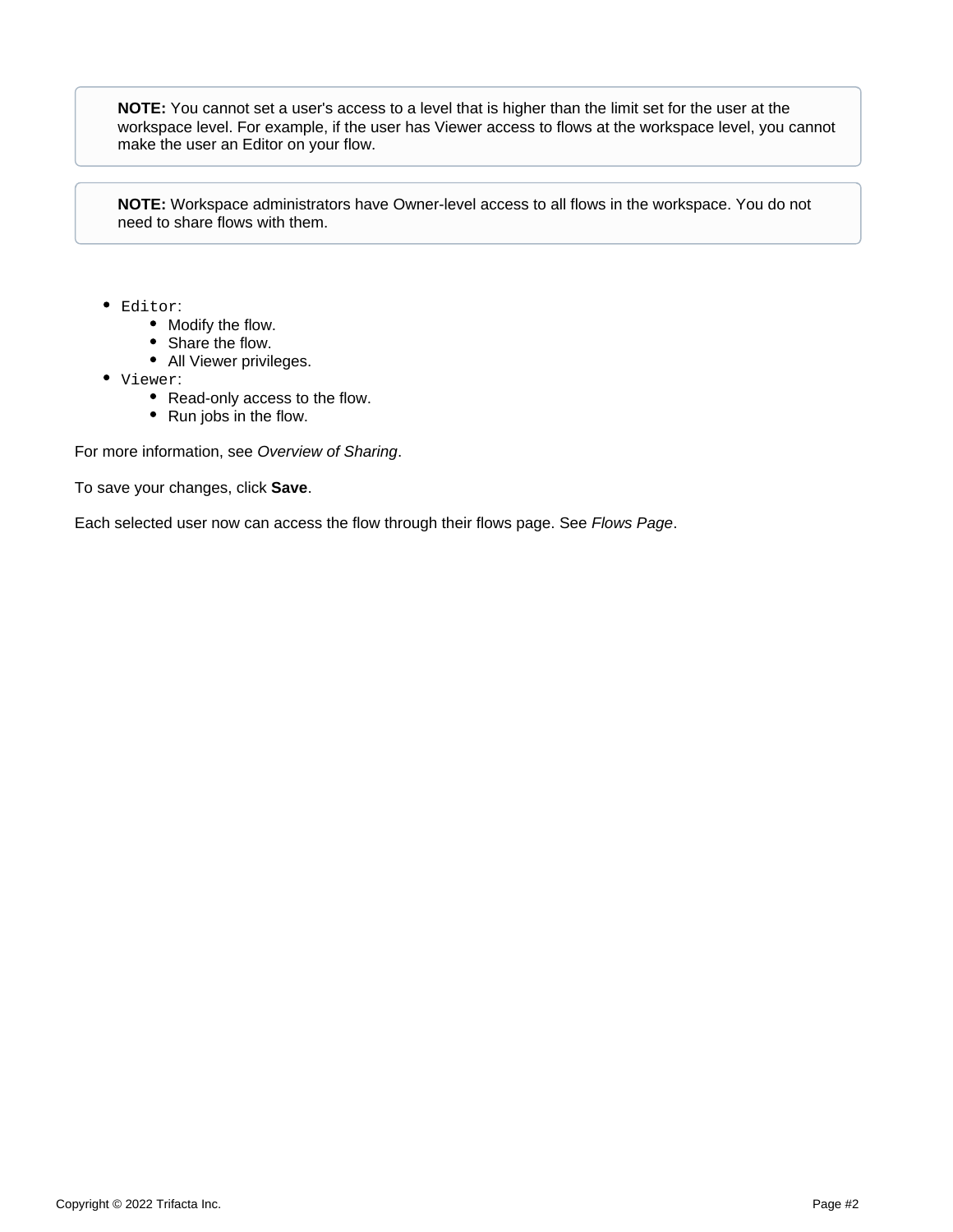> **NOTE:** You cannot set a user's access to a level that is higher than the limit set for the user at the workspace level. For example, if the user has Viewer access to flows at the workspace level, you cannot make the user an Editor on your flow.

> **NOTE:** Workspace administrators have Owner-level access to all flows in the workspace. You do not need to share flows with them.

- `Editor`:
  - Modify the flow.
  - Share the flow.
  - All Viewer privileges.
- `Viewer`:
  - Read-only access to the flow.
  - Run jobs in the flow.

For more information, see *Overview of Sharing*.

To save your changes, click **Save**.

Each selected user now can access the flow through their flows page. See *Flows Page*.